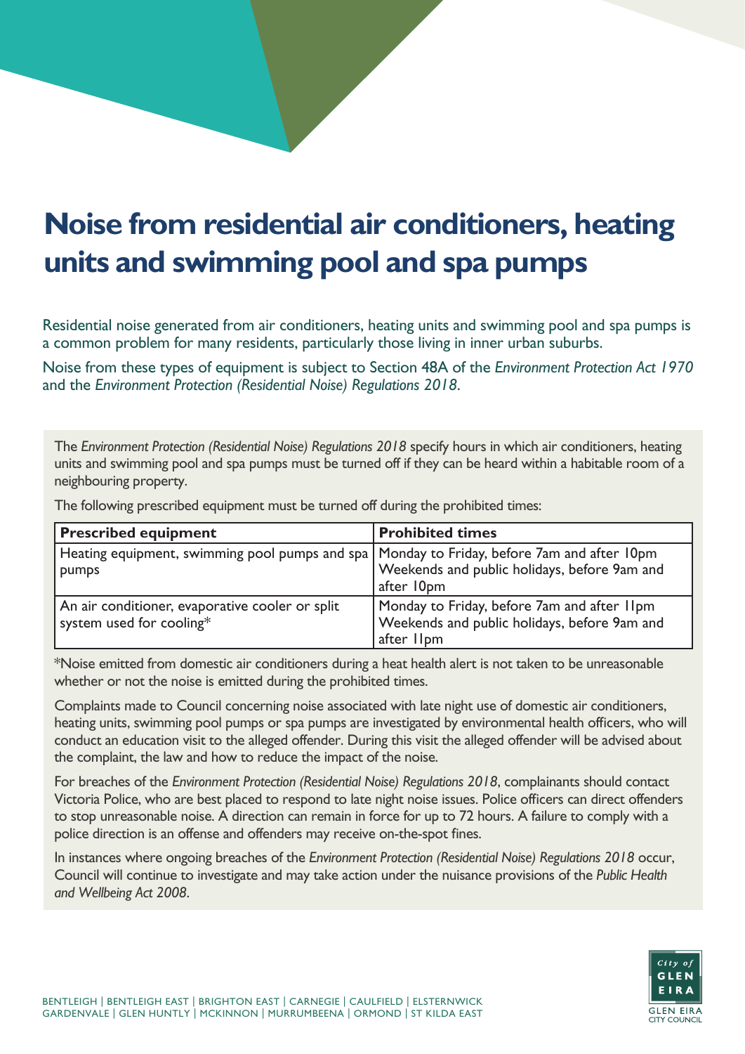# Noise from residential air conditioners, heating units and swimming pool and spa pumps

Residential noise generated from air conditioners, heating units and swimming pool and spa pumps is a common problem for many residents, particularly those living in inner urban suburbs.

Noise from these types of equipment is subject to Section 48A of the *Environment Protection Act 1970* and the *Environment Protection (Residential Noise) Regulations 2018*.

The *Environment Protection (Residential Noise) Regulations 2018* specify hours in which air conditioners, heating units and swimming pool and spa pumps must be turned off if they can be heard within a habitable room of a neighbouring property.

The following prescribed equipment must be turned off during the prohibited times:

| **Prescribed equipment** | **Prohibited times** |
|---|---|
| Heating equipment, swimming pool pumps and spa pumps | Monday to Friday, before 7am and after 10pm<br>Weekends and public holidays, before 9am and after 10pm |
| An air conditioner, evaporative cooler or split system used for cooling* | Monday to Friday, before 7am and after 11pm<br>Weekends and public holidays, before 9am and after 11pm |

*Noise emitted from domestic air conditioners during a heat health alert is not taken to be unreasonable whether or not the noise is emitted during the prohibited times.

Complaints made to Council concerning noise associated with late night use of domestic air conditioners, heating units, swimming pool pumps or spa pumps are investigated by environmental health officers, who will conduct an education visit to the alleged offender. During this visit the alleged offender will be advised about the complaint, the law and how to reduce the impact of the noise.

For breaches of the *Environment Protection (Residential Noise) Regulations 2018*, complainants should contact Victoria Police, who are best placed to respond to late night noise issues. Police officers can direct offenders to stop unreasonable noise. A direction can remain in force for up to 72 hours. A failure to comply with a police direction is an offense and offenders may receive on-the-spot fines.

In instances where ongoing breaches of the *Environment Protection (Residential Noise) Regulations 2018* occur, Council will continue to investigate and may take action under the nuisance provisions of the *Public Health and Wellbeing Act 2008*.

BENTLEIGH | BENTLEIGH EAST | BRIGHTON EAST | CARNEGIE | CAULFIELD | ELSTERNWICK
GARDENVALE | GLEN HUNTLY | MCKINNON | MURRUMBEENA | ORMOND | ST KILDA EAST

City of GLEN EIRA
GLEN EIRA CITY COUNCIL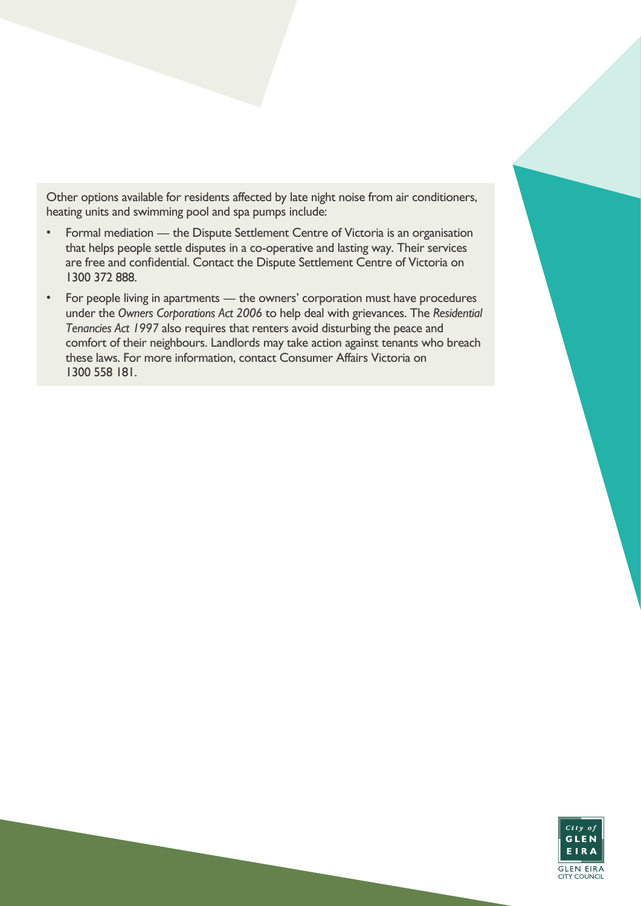Other options available for residents affected by late night noise from air conditioners, heating units and swimming pool and spa pumps include:

- Formal mediation — the Dispute Settlement Centre of Victoria is an organisation that helps people settle disputes in a co-operative and lasting way. Their services are free and confidential. Contact the Dispute Settlement Centre of Victoria on 1300 372 888.
- For people living in apartments — the owners' corporation must have procedures under the *Owners Corporations Act 2006* to help deal with grievances. The *Residential Tenancies Act 1997* also requires that renters avoid disturbing the peace and comfort of their neighbours. Landlords may take action against tenants who breach these laws. For more information, contact Consumer Affairs Victoria on 1300 558 181.

City of GLEN EIRA

GLEN EIRA CITY COUNCIL